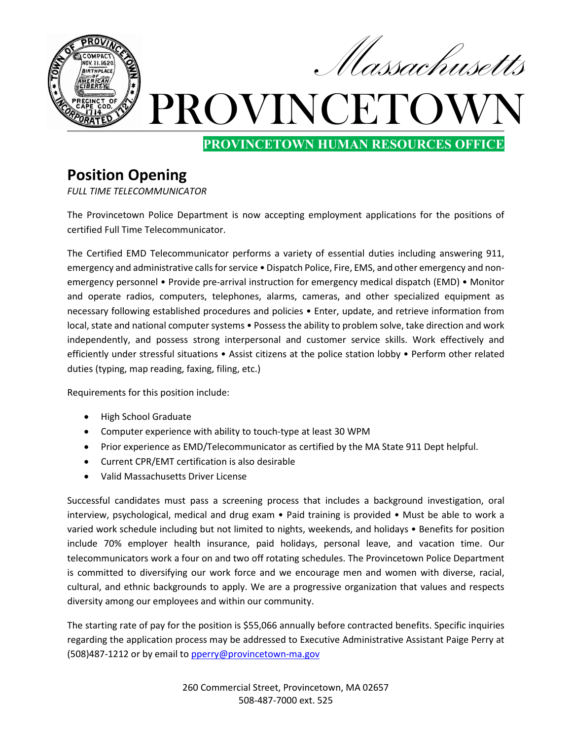Massachusetts

# PROVINCETOWN

**PROVINCETOWN HUMAN RESOURCES OFFICE**

## Position Opening

*FULL TIME TELECOMMUNICATOR*

The Provincetown Police Department is now accepting employment applications for the positions of certified Full Time Telecommunicator.

The Certified EMD Telecommunicator performs a variety of essential duties including answering 911, emergency and administrative calls for service • Dispatch Police, Fire, EMS, and other emergency and non-emergency personnel • Provide pre-arrival instruction for emergency medical dispatch (EMD) • Monitor and operate radios, computers, telephones, alarms, cameras, and other specialized equipment as necessary following established procedures and policies • Enter, update, and retrieve information from local, state and national computer systems • Possess the ability to problem solve, take direction and work independently, and possess strong interpersonal and customer service skills. Work effectively and efficiently under stressful situations • Assist citizens at the police station lobby • Perform other related duties (typing, map reading, faxing, filing, etc.)

Requirements for this position include:

- High School Graduate
- Computer experience with ability to touch-type at least 30 WPM
- Prior experience as EMD/Telecommunicator as certified by the MA State 911 Dept helpful.
- Current CPR/EMT certification is also desirable
- Valid Massachusetts Driver License

Successful candidates must pass a screening process that includes a background investigation, oral interview, psychological, medical and drug exam • Paid training is provided • Must be able to work a varied work schedule including but not limited to nights, weekends, and holidays • Benefits for position include 70% employer health insurance, paid holidays, personal leave, and vacation time. Our telecommunicators work a four on and two off rotating schedules. The Provincetown Police Department is committed to diversifying our work force and we encourage men and women with diverse, racial, cultural, and ethnic backgrounds to apply. We are a progressive organization that values and respects diversity among our employees and within our community.

The starting rate of pay for the position is $55,066 annually before contracted benefits. Specific inquiries regarding the application process may be addressed to Executive Administrative Assistant Paige Perry at (508)487-1212 or by email to pperry@provincetown-ma.gov

260 Commercial Street, Provincetown, MA 02657
508-487-7000 ext. 525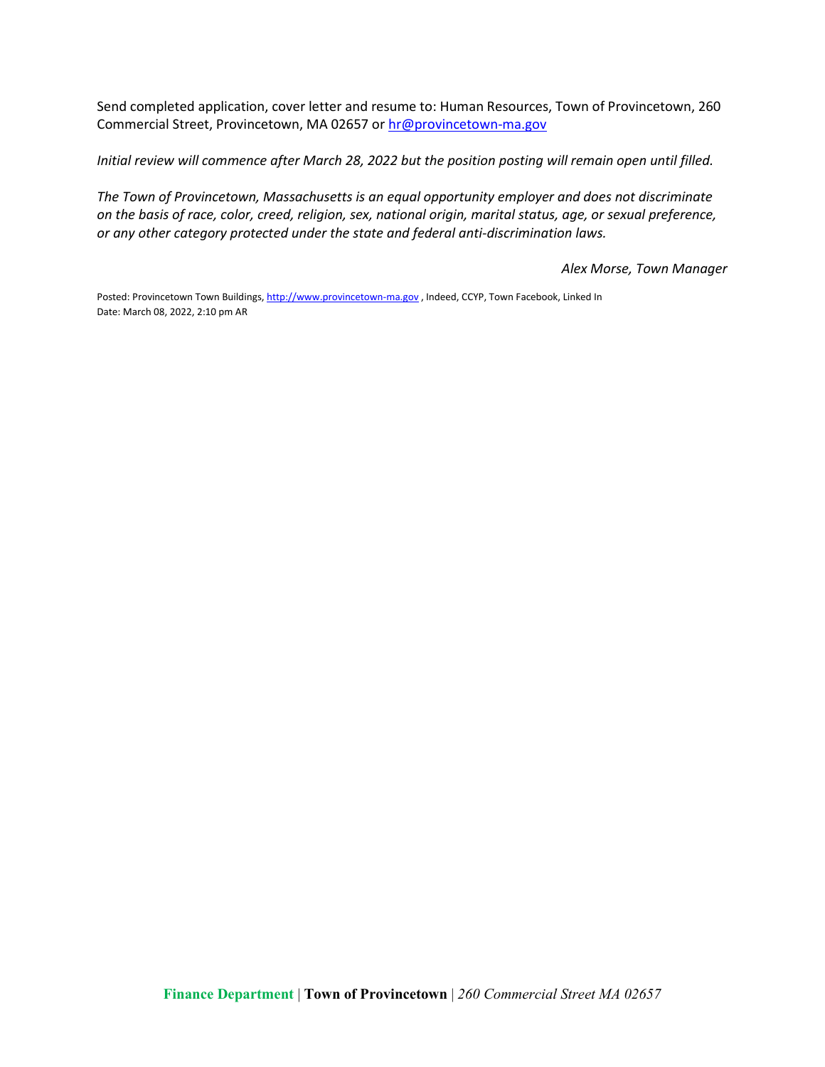Send completed application, cover letter and resume to: Human Resources, Town of Provincetown, 260 Commercial Street, Provincetown, MA 02657 or hr@provincetown-ma.gov

*Initial review will commence after March 28, 2022 but the position posting will remain open until filled.*

*The Town of Provincetown, Massachusetts is an equal opportunity employer and does not discriminate on the basis of race, color, creed, religion, sex, national origin, marital status, age, or sexual preference, or any other category protected under the state and federal anti-discrimination laws.*

*Alex Morse, Town Manager*

Posted: Provincetown Town Buildings, http://www.provincetown-ma.gov , Indeed, CCYP, Town Facebook, Linked In
Date: March 08, 2022, 2:10 pm AR